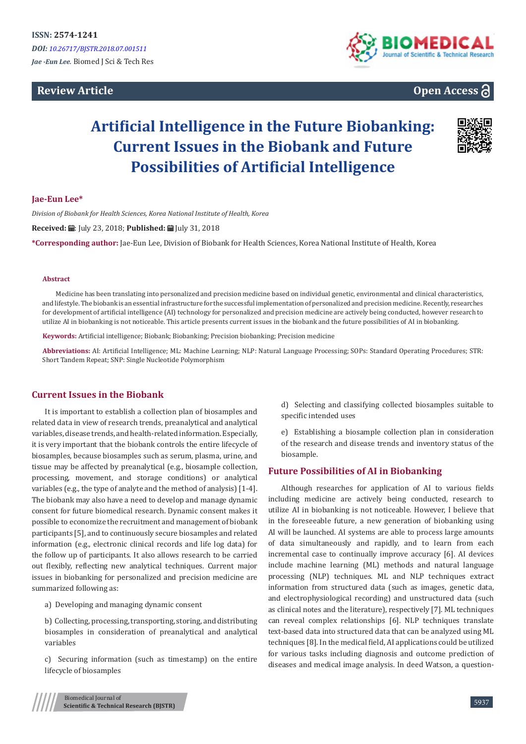ISSN: 2574-1241

*DOI: 10.26717/BJSTR.2018.07.001511*

*Jae -Eun Lee.* Biomed J Sci & Tech Res

**Review Article**

**Open Access**

# Artificial Intelligence in the Future Biobanking: Current Issues in the Biobank and Future Possibilities of Artificial Intelligence

**Jae-Eun Lee***

*Division of Biobank for Health Sciences, Korea National Institute of Health, Korea*

**Received:** July 23, 2018; **Published:** July 31, 2018

**\*Corresponding author:** Jae-Eun Lee, Division of Biobank for Health Sciences, Korea National Institute of Health, Korea

### Abstract

Medicine has been translating into personalized and precision medicine based on individual genetic, environmental and clinical characteristics, and lifestyle. The biobank is an essential infrastructure for the successful implementation of personalized and precision medicine. Recently, researches for development of artificial intelligence (AI) technology for personalized and precision medicine are actively being conducted, however research to utilize AI in biobanking is not noticeable. This article presents current issues in the biobank and the future possibilities of AI in biobanking.

**Keywords:** Artificial intelligence; Biobank; Biobanking; Precision biobanking; Precision medicine

**Abbreviations:** AI: Artificial Intelligence; ML: Machine Learning; NLP: Natural Language Processing; SOPs: Standard Operating Procedures; STR: Short Tandem Repeat; SNP: Single Nucleotide Polymorphism

## Current Issues in the Biobank

It is important to establish a collection plan of biosamples and related data in view of research trends, preanalytical and analytical variables, disease trends, and health-related information. Especially, it is very important that the biobank controls the entire lifecycle of biosamples, because biosamples such as serum, plasma, urine, and tissue may be affected by preanalytical (e.g., biosample collection, processing, movement, and storage conditions) or analytical variables (e.g., the type of analyte and the method of analysis) [1-4]. The biobank may also have a need to develop and manage dynamic consent for future biomedical research. Dynamic consent makes it possible to economize the recruitment and management of biobank participants [5], and to continuously secure biosamples and related information (e.g., electronic clinical records and life log data) for the follow up of participants. It also allows research to be carried out flexibly, reflecting new analytical techniques. Current major issues in biobanking for personalized and precision medicine are summarized following as:

a) Developing and managing dynamic consent

b) Collecting, processing, transporting, storing, and distributing biosamples in consideration of preanalytical and analytical variables

c) Securing information (such as timestamp) on the entire lifecycle of biosamples

d) Selecting and classifying collected biosamples suitable to specific intended uses

e) Establishing a biosample collection plan in consideration of the research and disease trends and inventory status of the biosample.

## Future Possibilities of AI in Biobanking

Although researches for application of AI to various fields including medicine are actively being conducted, research to utilize AI in biobanking is not noticeable. However, I believe that in the foreseeable future, a new generation of biobanking using AI will be launched. AI systems are able to process large amounts of data simultaneously and rapidly, and to learn from each incremental case to continually improve accuracy [6]. AI devices include machine learning (ML) methods and natural language processing (NLP) techniques. ML and NLP techniques extract information from structured data (such as images, genetic data, and electrophysiological recording) and unstructured data (such as clinical notes and the literature), respectively [7]. ML techniques can reveal complex relationships [6]. NLP techniques translate text-based data into structured data that can be analyzed using ML techniques [8]. In the medical field, AI applications could be utilized for various tasks including diagnosis and outcome prediction of diseases and medical image analysis. In deed Watson, a question-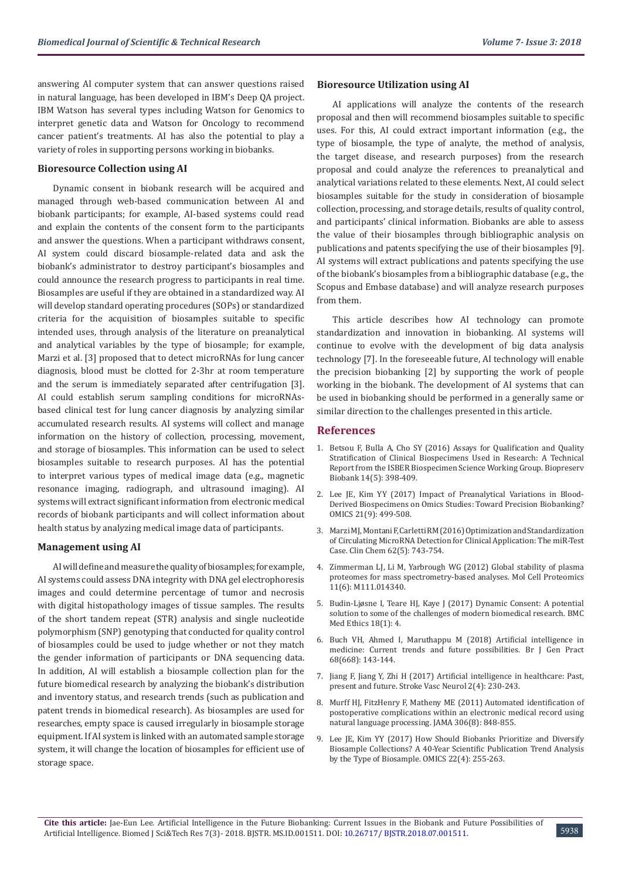answering AI computer system that can answer questions raised in natural language, has been developed in IBM's Deep QA project. IBM Watson has several types including Watson for Genomics to interpret genetic data and Watson for Oncology to recommend cancer patient's treatments. AI has also the potential to play a variety of roles in supporting persons working in biobanks.

### Bioresource Collection using AI

Dynamic consent in biobank research will be acquired and managed through web-based communication between AI and biobank participants; for example, AI-based systems could read and explain the contents of the consent form to the participants and answer the questions. When a participant withdraws consent, AI system could discard biosample-related data and ask the biobank's administrator to destroy participant's biosamples and could announce the research progress to participants in real time. Biosamples are useful if they are obtained in a standardized way. AI will develop standard operating procedures (SOPs) or standardized criteria for the acquisition of biosamples suitable to specific intended uses, through analysis of the literature on preanalytical and analytical variables by the type of biosample; for example, Marzi et al. [3] proposed that to detect microRNAs for lung cancer diagnosis, blood must be clotted for 2-3hr at room temperature and the serum is immediately separated after centrifugation [3]. AI could establish serum sampling conditions for microRNAs-based clinical test for lung cancer diagnosis by analyzing similar accumulated research results. AI systems will collect and manage information on the history of collection, processing, movement, and storage of biosamples. This information can be used to select biosamples suitable to research purposes. AI has the potential to interpret various types of medical image data (e.g., magnetic resonance imaging, radiograph, and ultrasound imaging). AI systems will extract significant information from electronic medical records of biobank participants and will collect information about health status by analyzing medical image data of participants.

### Management using AI

AI will define and measure the quality of biosamples; for example, AI systems could assess DNA integrity with DNA gel electrophoresis images and could determine percentage of tumor and necrosis with digital histopathology images of tissue samples. The results of the short tandem repeat (STR) analysis and single nucleotide polymorphism (SNP) genotyping that conducted for quality control of biosamples could be used to judge whether or not they match the gender information of participants or DNA sequencing data. In addition, AI will establish a biosample collection plan for the future biomedical research by analyzing the biobank's distribution and inventory status, and research trends (such as publication and patent trends in biomedical research). As biosamples are used for researches, empty space is caused irregularly in biosample storage equipment. If AI system is linked with an automated sample storage system, it will change the location of biosamples for efficient use of storage space.

### Bioresource Utilization using AI

AI applications will analyze the contents of the research proposal and then will recommend biosamples suitable to specific uses. For this, AI could extract important information (e.g., the type of biosample, the type of analyte, the method of analysis, the target disease, and research purposes) from the research proposal and could analyze the references to preanalytical and analytical variations related to these elements. Next, AI could select biosamples suitable for the study in consideration of biosample collection, processing, and storage details, results of quality control, and participants' clinical information. Biobanks are able to assess the value of their biosamples through bibliographic analysis on publications and patents specifying the use of their biosamples [9]. AI systems will extract publications and patents specifying the use of the biobank's biosamples from a bibliographic database (e.g., the Scopus and Embase database) and will analyze research purposes from them.

This article describes how AI technology can promote standardization and innovation in biobanking. AI systems will continue to evolve with the development of big data analysis technology [7]. In the foreseeable future, AI technology will enable the precision biobanking [2] by supporting the work of people working in the biobank. The development of AI systems that can be used in biobanking should be performed in a generally same or similar direction to the challenges presented in this article.

## References

1. Betsou F, Bulla A, Cho SY (2016) Assays for Qualification and Quality Stratification of Clinical Biospecimens Used in Research: A Technical Report from the ISBER Biospecimen Science Working Group. Biopreserv Biobank 14(5): 398-409.
2. Lee JE, Kim YY (2017) Impact of Preanalytical Variations in Blood-Derived Biospecimens on Omics Studies: Toward Precision Biobanking? OMICS 21(9): 499-508.
3. Marzi MJ, Montani F, Carletti RM (2016) Optimization and Standardization of Circulating MicroRNA Detection for Clinical Application: The miR-Test Case. Clin Chem 62(5): 743-754.
4. Zimmerman LJ, Li M, Yarbrough WG (2012) Global stability of plasma proteomes for mass spectrometry-based analyses. Mol Cell Proteomics 11(6): M111.014340.
5. Budin-Ljøsne I, Teare HJ, Kaye J (2017) Dynamic Consent: A potential solution to some of the challenges of modern biomedical research. BMC Med Ethics 18(1): 4.
6. Buch VH, Ahmed I, Maruthappu M (2018) Artificial intelligence in medicine: Current trends and future possibilities. Br J Gen Pract 68(668): 143-144.
7. Jiang F, Jiang Y, Zhi H (2017) Artificial intelligence in healthcare: Past, present and future. Stroke Vasc Neurol 2(4): 230-243.
8. Murff HJ, FitzHenry F, Matheny ME (2011) Automated identification of postoperative complications within an electronic medical record using natural language processing. JAMA 306(8): 848-855.
9. Lee JE, Kim YY (2017) How Should Biobanks Prioritize and Diversify Biosample Collections? A 40-Year Scientific Publication Trend Analysis by the Type of Biosample. OMICS 22(4): 255-263.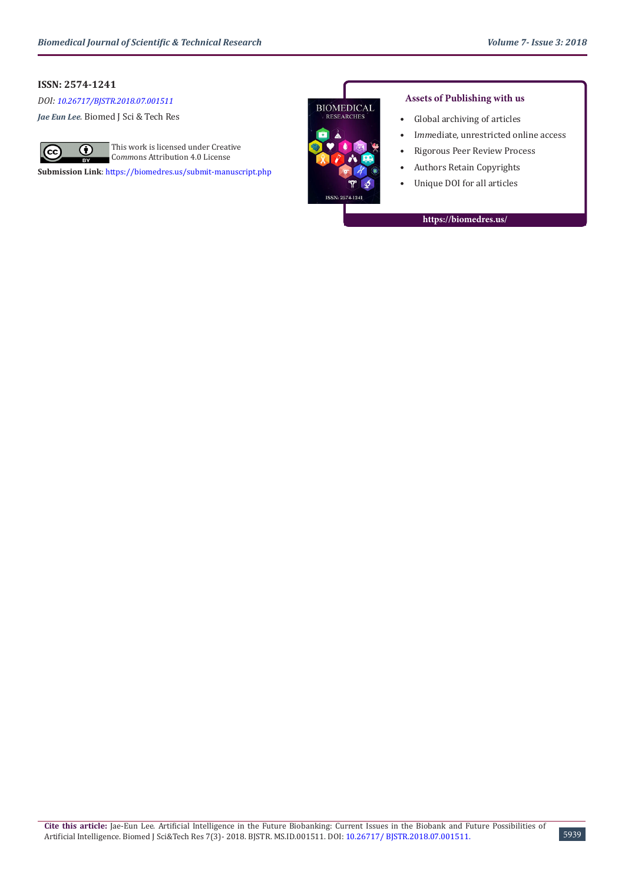**ISSN: 2574-1241**

*DOI: 10.26717/BJSTR.2018.07.001511*

***Jae Eun Lee***. Biomed J Sci & Tech Res

This work is licensed under Creative Commons Attribution 4.0 License

**Submission Link**: https://biomedres.us/submit-manuscript.php

### Assets of Publishing with us

- Global archiving of articles
- Immediate, unrestricted online access
- Rigorous Peer Review Process
- Authors Retain Copyrights
- Unique DOI for all articles

**https://biomedres.us/**

**Cite this article:** Jae-Eun Lee. Artificial Intelligence in the Future Biobanking: Current Issues in the Biobank and Future Possibilities of Artificial Intelligence. Biomed J Sci&Tech Res 7(3)- 2018. BJSTR. MS.ID.001511. DOI: 10.26717/ BJSTR.2018.07.001511.